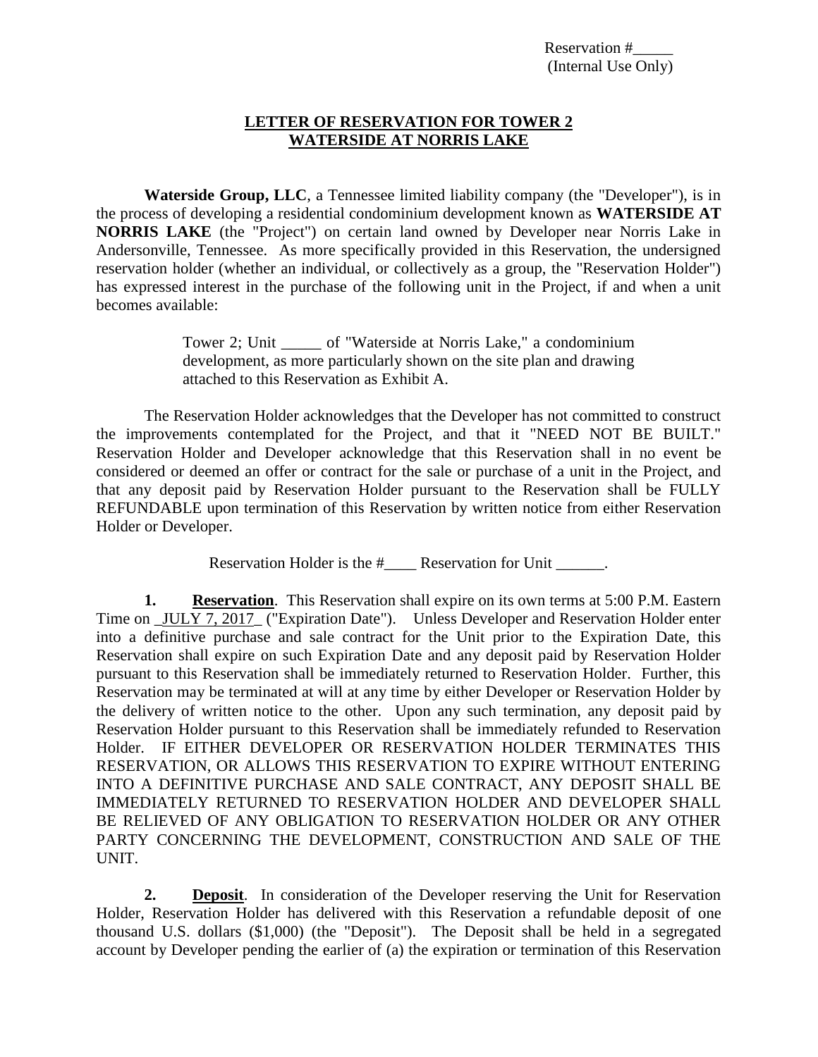Reservation #_____
(Internal Use Only)

**LETTER OF RESERVATION FOR TOWER 2**
**WATERSIDE AT NORRIS LAKE**

**Waterside Group, LLC**, a Tennessee limited liability company (the "Developer"), is in the process of developing a residential condominium development known as **WATERSIDE AT NORRIS LAKE** (the "Project") on certain land owned by Developer near Norris Lake in Andersonville, Tennessee. As more specifically provided in this Reservation, the undersigned reservation holder (whether an individual, or collectively as a group, the "Reservation Holder") has expressed interest in the purchase of the following unit in the Project, if and when a unit becomes available:

> Tower 2; Unit _____ of "Waterside at Norris Lake," a condominium development, as more particularly shown on the site plan and drawing attached to this Reservation as Exhibit A.

The Reservation Holder acknowledges that the Developer has not committed to construct the improvements contemplated for the Project, and that it "NEED NOT BE BUILT." Reservation Holder and Developer acknowledge that this Reservation shall in no event be considered or deemed an offer or contract for the sale or purchase of a unit in the Project, and that any deposit paid by Reservation Holder pursuant to the Reservation shall be FULLY REFUNDABLE upon termination of this Reservation by written notice from either Reservation Holder or Developer.

Reservation Holder is the #____ Reservation for Unit ______.

**1. Reservation**. This Reservation shall expire on its own terms at 5:00 P.M. Eastern Time on _JULY 7, 2017_ ("Expiration Date"). Unless Developer and Reservation Holder enter into a definitive purchase and sale contract for the Unit prior to the Expiration Date, this Reservation shall expire on such Expiration Date and any deposit paid by Reservation Holder pursuant to this Reservation shall be immediately returned to Reservation Holder. Further, this Reservation may be terminated at will at any time by either Developer or Reservation Holder by the delivery of written notice to the other. Upon any such termination, any deposit paid by Reservation Holder pursuant to this Reservation shall be immediately refunded to Reservation Holder. IF EITHER DEVELOPER OR RESERVATION HOLDER TERMINATES THIS RESERVATION, OR ALLOWS THIS RESERVATION TO EXPIRE WITHOUT ENTERING INTO A DEFINITIVE PURCHASE AND SALE CONTRACT, ANY DEPOSIT SHALL BE IMMEDIATELY RETURNED TO RESERVATION HOLDER AND DEVELOPER SHALL BE RELIEVED OF ANY OBLIGATION TO RESERVATION HOLDER OR ANY OTHER PARTY CONCERNING THE DEVELOPMENT, CONSTRUCTION AND SALE OF THE UNIT.

**2. Deposit**. In consideration of the Developer reserving the Unit for Reservation Holder, Reservation Holder has delivered with this Reservation a refundable deposit of one thousand U.S. dollars ($1,000) (the "Deposit"). The Deposit shall be held in a segregated account by Developer pending the earlier of (a) the expiration or termination of this Reservation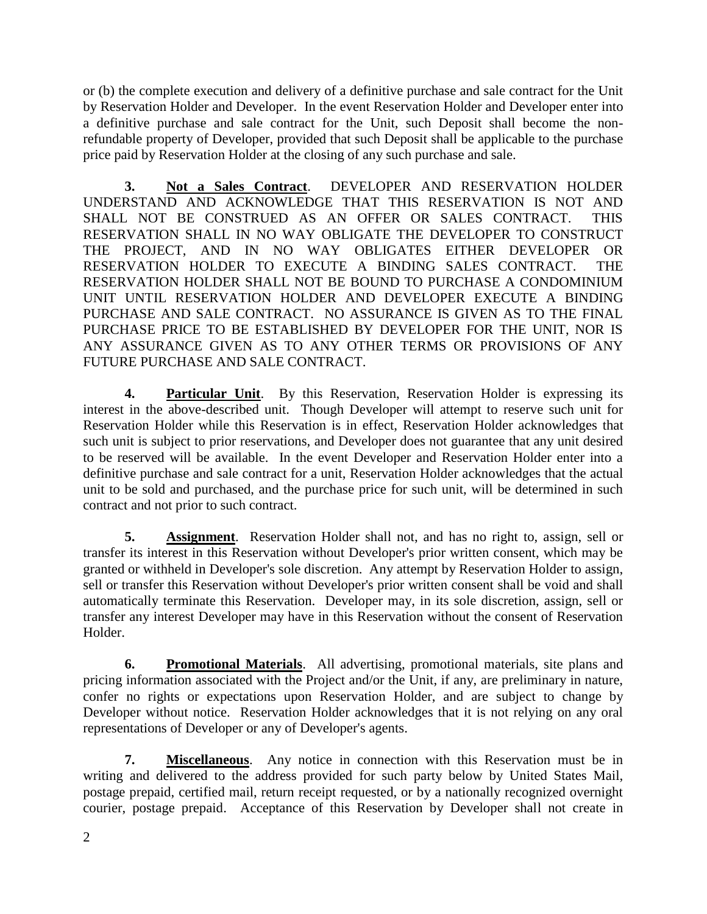or (b) the complete execution and delivery of a definitive purchase and sale contract for the Unit by Reservation Holder and Developer. In the event Reservation Holder and Developer enter into a definitive purchase and sale contract for the Unit, such Deposit shall become the non-refundable property of Developer, provided that such Deposit shall be applicable to the purchase price paid by Reservation Holder at the closing of any such purchase and sale.

**3. Not a Sales Contract**. DEVELOPER AND RESERVATION HOLDER UNDERSTAND AND ACKNOWLEDGE THAT THIS RESERVATION IS NOT AND SHALL NOT BE CONSTRUED AS AN OFFER OR SALES CONTRACT. THIS RESERVATION SHALL IN NO WAY OBLIGATE THE DEVELOPER TO CONSTRUCT THE PROJECT, AND IN NO WAY OBLIGATES EITHER DEVELOPER OR RESERVATION HOLDER TO EXECUTE A BINDING SALES CONTRACT. THE RESERVATION HOLDER SHALL NOT BE BOUND TO PURCHASE A CONDOMINIUM UNIT UNTIL RESERVATION HOLDER AND DEVELOPER EXECUTE A BINDING PURCHASE AND SALE CONTRACT. NO ASSURANCE IS GIVEN AS TO THE FINAL PURCHASE PRICE TO BE ESTABLISHED BY DEVELOPER FOR THE UNIT, NOR IS ANY ASSURANCE GIVEN AS TO ANY OTHER TERMS OR PROVISIONS OF ANY FUTURE PURCHASE AND SALE CONTRACT.

**4. Particular Unit**. By this Reservation, Reservation Holder is expressing its interest in the above-described unit. Though Developer will attempt to reserve such unit for Reservation Holder while this Reservation is in effect, Reservation Holder acknowledges that such unit is subject to prior reservations, and Developer does not guarantee that any unit desired to be reserved will be available. In the event Developer and Reservation Holder enter into a definitive purchase and sale contract for a unit, Reservation Holder acknowledges that the actual unit to be sold and purchased, and the purchase price for such unit, will be determined in such contract and not prior to such contract.

**5. Assignment**. Reservation Holder shall not, and has no right to, assign, sell or transfer its interest in this Reservation without Developer's prior written consent, which may be granted or withheld in Developer's sole discretion. Any attempt by Reservation Holder to assign, sell or transfer this Reservation without Developer's prior written consent shall be void and shall automatically terminate this Reservation. Developer may, in its sole discretion, assign, sell or transfer any interest Developer may have in this Reservation without the consent of Reservation Holder.

**6. Promotional Materials**. All advertising, promotional materials, site plans and pricing information associated with the Project and/or the Unit, if any, are preliminary in nature, confer no rights or expectations upon Reservation Holder, and are subject to change by Developer without notice. Reservation Holder acknowledges that it is not relying on any oral representations of Developer or any of Developer's agents.

**7. Miscellaneous**. Any notice in connection with this Reservation must be in writing and delivered to the address provided for such party below by United States Mail, postage prepaid, certified mail, return receipt requested, or by a nationally recognized overnight courier, postage prepaid. Acceptance of this Reservation by Developer shall not create in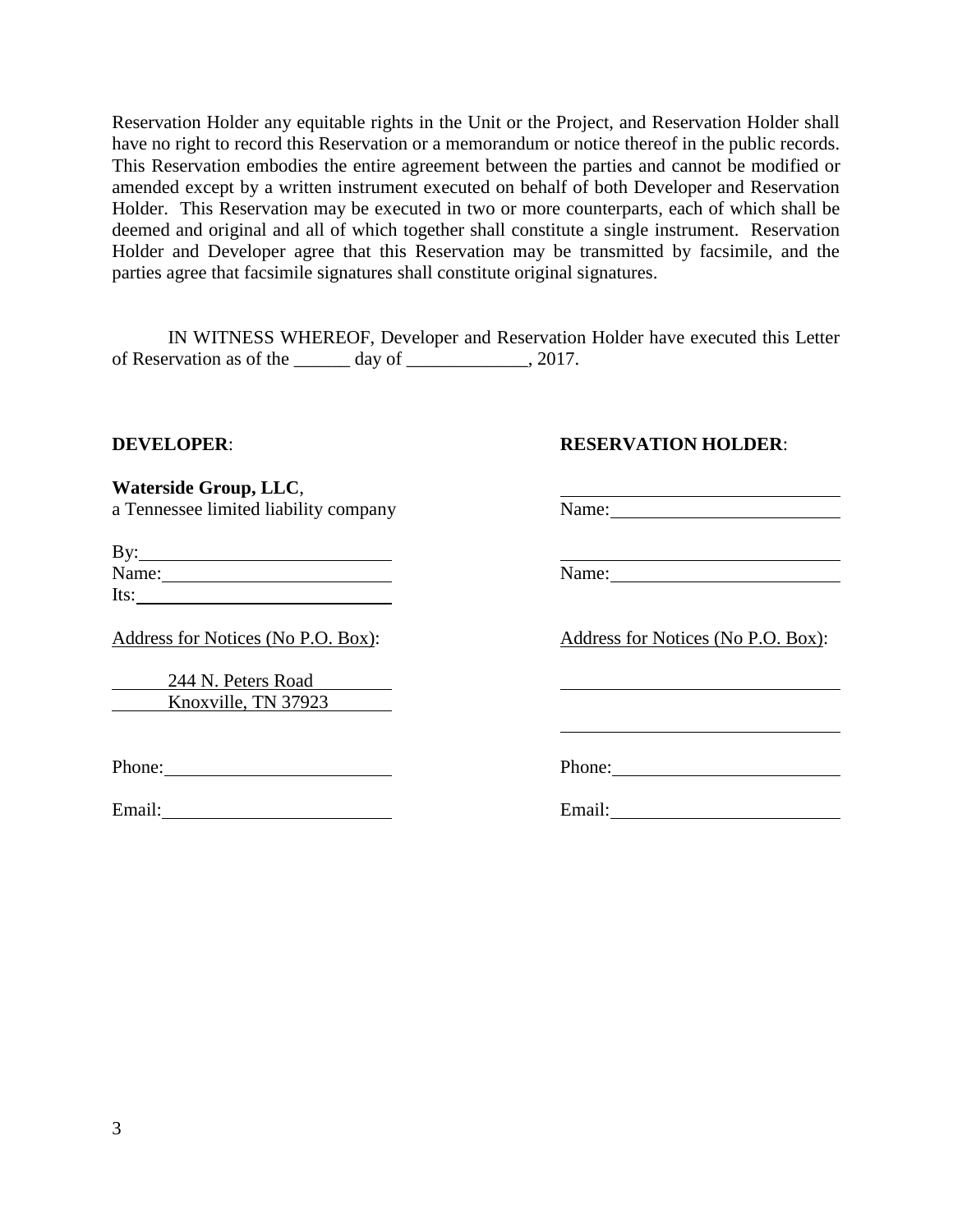Reservation Holder any equitable rights in the Unit or the Project, and Reservation Holder shall have no right to record this Reservation or a memorandum or notice thereof in the public records. This Reservation embodies the entire agreement between the parties and cannot be modified or amended except by a written instrument executed on behalf of both Developer and Reservation Holder. This Reservation may be executed in two or more counterparts, each of which shall be deemed and original and all of which together shall constitute a single instrument. Reservation Holder and Developer agree that this Reservation may be transmitted by facsimile, and the parties agree that facsimile signatures shall constitute original signatures.

IN WITNESS WHEREOF, Developer and Reservation Holder have executed this Letter of Reservation as of the ______ day of _____________, 2017.

**DEVELOPER**:

**Waterside Group, LLC**,
a Tennessee limited liability company

By:___________________________
Name:_________________________
Its:___________________________

Address for Notices (No P.O. Box):

244 N. Peters Road
Knoxville, TN 37923

Phone:_________________________

Email:_________________________

**RESERVATION HOLDER**:

______________________________
Name:_________________________

______________________________
Name:_________________________

Address for Notices (No P.O. Box):

______________________________

______________________________

Phone:_________________________

Email:_________________________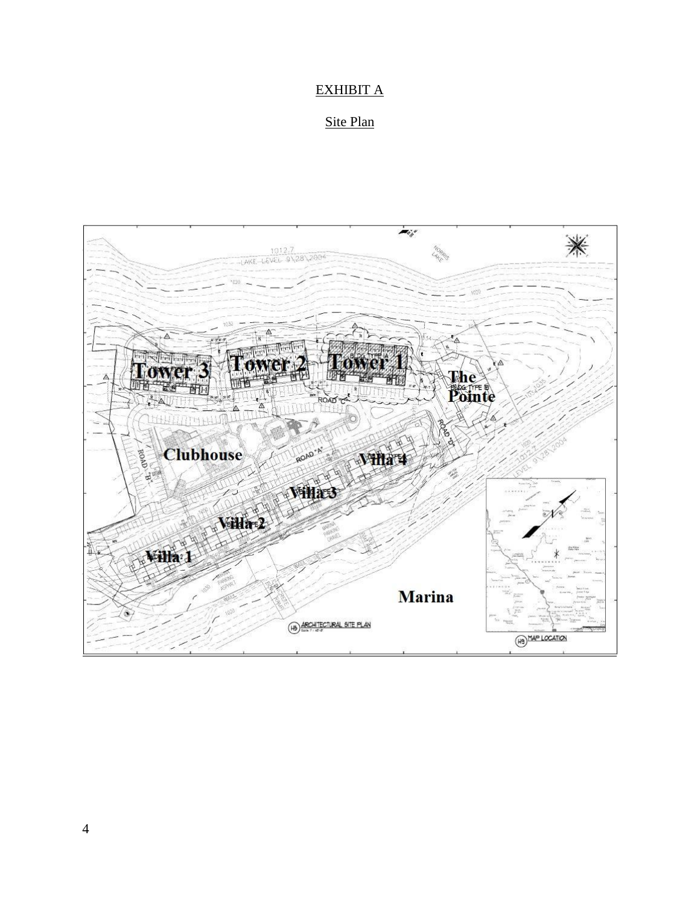EXHIBIT A

Site Plan

Tower 3

Tower 2

Tower 1

The Pointe

Clubhouse

Villa 4

Villa 3

Villa 2

Villa 1

Marina

ROAD "A"

ROAD "B"

ROAD "C"

ROAD "D"

1012.7 LAKE LEVEL 9\28\2004

NORRIS LAKE

ARCHITECTURAL SITE PLAN

MAP LOCATION